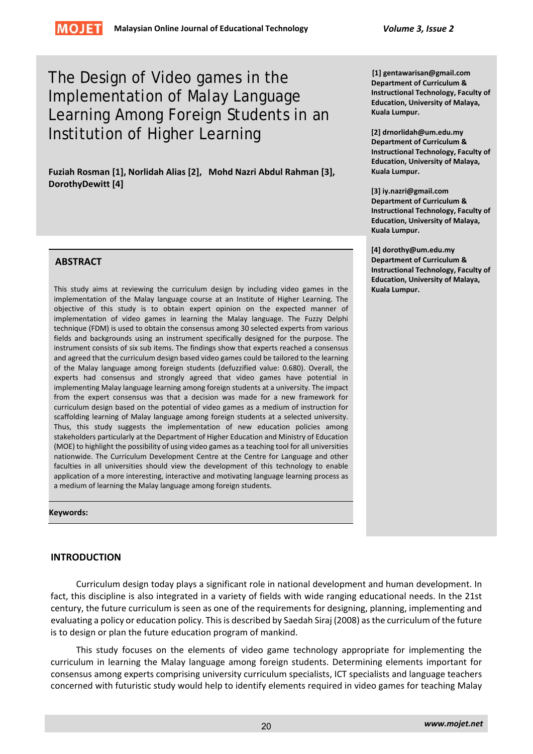# The Design of Video games in the Implementation of Malay Language Learning Among Foreign Students in an Institution of Higher Learning

**Fuziah Rosman [1], Norlidah Alias [2], Mohd Nazri Abdul Rahman [3], DorothyDewitt [4]**

**[1] gentawarisan@gmail.com Department of Curriculum & Instructional Technology, Faculty of Education, University of Malaya, Kuala Lumpur.**

**[2] drnorlidah@um.edu.my Department of Curriculum & Instructional Technology, Faculty of Education, University of Malaya, Kuala Lumpur.**

**[3] iy.nazri@gmail.com Department of Curriculum & Instructional Technology, Faculty of Education, University of Malaya, Kuala Lumpur.**

**[4] dorothy@um.edu.my Department of Curriculum & Instructional Technology, Faculty of Education, University of Malaya, Kuala Lumpur.**

## ABSTRACT

This study aims at reviewing the curriculum design by including video games in the implementation of the Malay language course at an Institute of Higher Learning. The objective of this study is to obtain expert opinion on the expected manner of implementation of video games in learning the Malay language. The Fuzzy Delphi technique (FDM) is used to obtain the consensus among 30 selected experts from various fields and backgrounds using an instrument specifically designed for the purpose. The instrument consists of six sub items. The findings show that experts reached a consensus and agreed that the curriculum design based video games could be tailored to the learning of the Malay language among foreign students (defuzzified value: 0.680). Overall, the experts had consensus and strongly agreed that video games have potential in implementing Malay language learning among foreign students at a university. The impact from the expert consensus was that a decision was made for a new framework for curriculum design based on the potential of video games as a medium of instruction for scaffolding learning of Malay language among foreign students at a selected university. Thus, this study suggests the implementation of new education policies among stakeholders particularly at the Department of Higher Education and Ministry of Education (MOE) to highlight the possibility of using video games as a teaching tool for all universities nationwide. The Curriculum Development Centre at the Centre for Language and other faculties in all universities should view the development of this technology to enable application of a more interesting, interactive and motivating language learning process as a medium of learning the Malay language among foreign students.

**Keywords:**

## INTRODUCTION

Curriculum design today plays a significant role in national development and human development. In fact, this discipline is also integrated in a variety of fields with wide ranging educational needs. In the 21st century, the future curriculum is seen as one of the requirements for designing, planning, implementing and evaluating a policy or education policy. This is described by Saedah Siraj (2008) as the curriculum of the future is to design or plan the future education program of mankind.

This study focuses on the elements of video game technology appropriate for implementing the curriculum in learning the Malay language among foreign students. Determining elements important for consensus among experts comprising university curriculum specialists, ICT specialists and language teachers concerned with futuristic study would help to identify elements required in video games for teaching Malay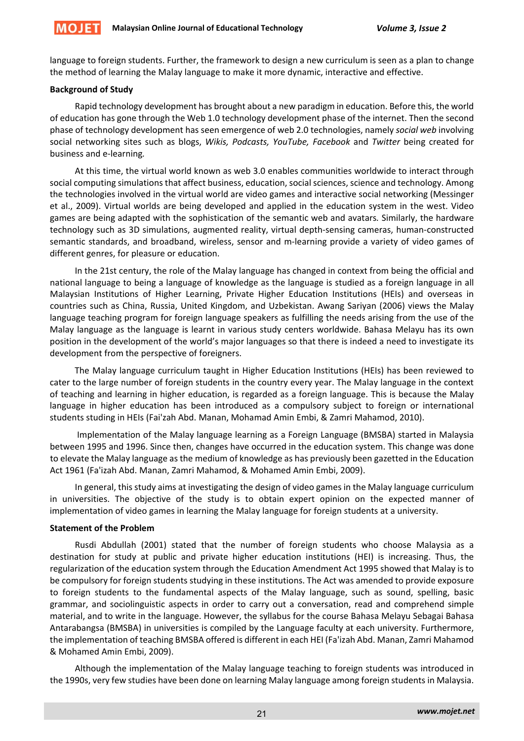language to foreign students. Further, the framework to design a new curriculum is seen as a plan to change the method of learning the Malay language to make it more dynamic, interactive and effective.

**Background of Study**

Rapid technology development has brought about a new paradigm in education. Before this, the world of education has gone through the Web 1.0 technology development phase of the internet. Then the second phase of technology development has seen emergence of web 2.0 technologies, namely *social web* involving social networking sites such as blogs, *Wikis, Podcasts, YouTube, Facebook* and *Twitter* being created for business and e-learning.

At this time, the virtual world known as web 3.0 enables communities worldwide to interact through social computing simulations that affect business, education, social sciences, science and technology. Among the technologies involved in the virtual world are video games and interactive social networking (Messinger et al., 2009). Virtual worlds are being developed and applied in the education system in the west. Video games are being adapted with the sophistication of the semantic web and avatars. Similarly, the hardware technology such as 3D simulations, augmented reality, virtual depth-sensing cameras, human-constructed semantic standards, and broadband, wireless, sensor and m-learning provide a variety of video games of different genres, for pleasure or education.

In the 21st century, the role of the Malay language has changed in context from being the official and national language to being a language of knowledge as the language is studied as a foreign language in all Malaysian Institutions of Higher Learning, Private Higher Education Institutions (HEIs) and overseas in countries such as China, Russia, United Kingdom, and Uzbekistan. Awang Sariyan (2006) views the Malay language teaching program for foreign language speakers as fulfilling the needs arising from the use of the Malay language as the language is learnt in various study centers worldwide. Bahasa Melayu has its own position in the development of the world's major languages so that there is indeed a need to investigate its development from the perspective of foreigners.

The Malay language curriculum taught in Higher Education Institutions (HEIs) has been reviewed to cater to the large number of foreign students in the country every year. The Malay language in the context of teaching and learning in higher education, is regarded as a foreign language. This is because the Malay language in higher education has been introduced as a compulsory subject to foreign or international students studing in HEIs (Fai'zah Abd. Manan, Mohamad Amin Embi, & Zamri Mahamod, 2010).

Implementation of the Malay language learning as a Foreign Language (BMSBA) started in Malaysia between 1995 and 1996. Since then, changes have occurred in the education system. This change was done to elevate the Malay language as the medium of knowledge as has previously been gazetted in the Education Act 1961 (Fa'izah Abd. Manan, Zamri Mahamod, & Mohamed Amin Embi, 2009).

In general, this study aims at investigating the design of video games in the Malay language curriculum in universities. The objective of the study is to obtain expert opinion on the expected manner of implementation of video games in learning the Malay language for foreign students at a university.

**Statement of the Problem**

Rusdi Abdullah (2001) stated that the number of foreign students who choose Malaysia as a destination for study at public and private higher education institutions (HEI) is increasing. Thus, the regularization of the education system through the Education Amendment Act 1995 showed that Malay is to be compulsory for foreign students studying in these institutions. The Act was amended to provide exposure to foreign students to the fundamental aspects of the Malay language, such as sound, spelling, basic grammar, and sociolinguistic aspects in order to carry out a conversation, read and comprehend simple material, and to write in the language. However, the syllabus for the course Bahasa Melayu Sebagai Bahasa Antarabangsa (BMSBA) in universities is compiled by the Language faculty at each university. Furthermore, the implementation of teaching BMSBA offered is different in each HEI (Fa'izah Abd. Manan, Zamri Mahamod & Mohamed Amin Embi, 2009).

Although the implementation of the Malay language teaching to foreign students was introduced in the 1990s, very few studies have been done on learning Malay language among foreign students in Malaysia.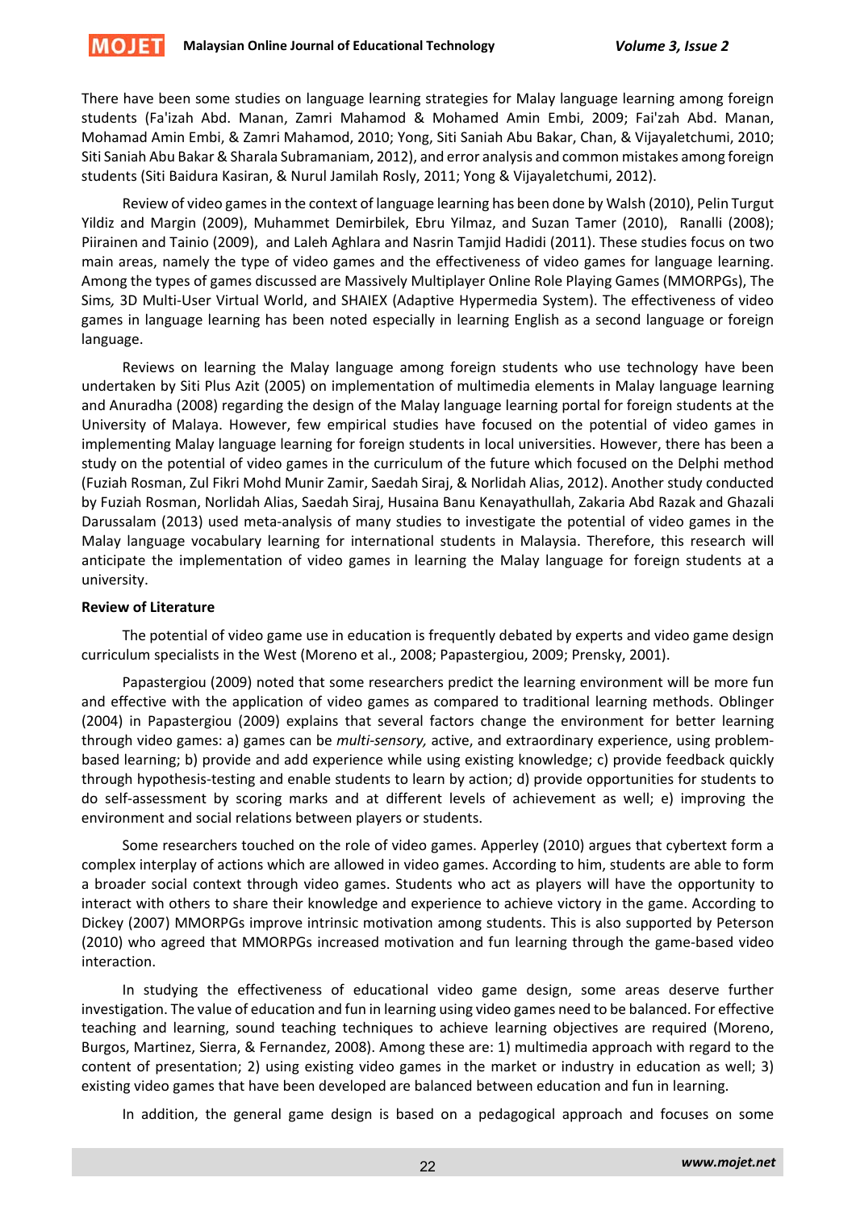There have been some studies on language learning strategies for Malay language learning among foreign students (Fa'izah Abd. Manan, Zamri Mahamod & Mohamed Amin Embi, 2009; Fai'zah Abd. Manan, Mohamad Amin Embi, & Zamri Mahamod, 2010; Yong, Siti Saniah Abu Bakar, Chan, & Vijayaletchumi, 2010; Siti Saniah Abu Bakar & Sharala Subramaniam, 2012), and error analysis and common mistakes among foreign students (Siti Baidura Kasiran, & Nurul Jamilah Rosly, 2011; Yong & Vijayaletchumi, 2012).

Review of video games in the context of language learning has been done by Walsh (2010), Pelin Turgut Yildiz and Margin (2009), Muhammet Demirbilek, Ebru Yilmaz, and Suzan Tamer (2010), Ranalli (2008); Piirainen and Tainio (2009), and Laleh Aghlara and Nasrin Tamjid Hadidi (2011). These studies focus on two main areas, namely the type of video games and the effectiveness of video games for language learning. Among the types of games discussed are Massively Multiplayer Online Role Playing Games (MMORPGs), The Sims*,* 3D Multi-User Virtual World, and SHAIEX (Adaptive Hypermedia System). The effectiveness of video games in language learning has been noted especially in learning English as a second language or foreign language.

Reviews on learning the Malay language among foreign students who use technology have been undertaken by Siti Plus Azit (2005) on implementation of multimedia elements in Malay language learning and Anuradha (2008) regarding the design of the Malay language learning portal for foreign students at the University of Malaya. However, few empirical studies have focused on the potential of video games in implementing Malay language learning for foreign students in local universities. However, there has been a study on the potential of video games in the curriculum of the future which focused on the Delphi method (Fuziah Rosman, Zul Fikri Mohd Munir Zamir, Saedah Siraj, & Norlidah Alias, 2012). Another study conducted by Fuziah Rosman, Norlidah Alias, Saedah Siraj, Husaina Banu Kenayathullah, Zakaria Abd Razak and Ghazali Darussalam (2013) used meta-analysis of many studies to investigate the potential of video games in the Malay language vocabulary learning for international students in Malaysia. Therefore, this research will anticipate the implementation of video games in learning the Malay language for foreign students at a university.

**Review of Literature**

The potential of video game use in education is frequently debated by experts and video game design curriculum specialists in the West (Moreno et al., 2008; Papastergiou, 2009; Prensky, 2001).

Papastergiou (2009) noted that some researchers predict the learning environment will be more fun and effective with the application of video games as compared to traditional learning methods. Oblinger (2004) in Papastergiou (2009) explains that several factors change the environment for better learning through video games: a) games can be *multi-sensory,* active, and extraordinary experience, using problem-based learning; b) provide and add experience while using existing knowledge; c) provide feedback quickly through hypothesis-testing and enable students to learn by action; d) provide opportunities for students to do self-assessment by scoring marks and at different levels of achievement as well; e) improving the environment and social relations between players or students.

Some researchers touched on the role of video games. Apperley (2010) argues that cybertext form a complex interplay of actions which are allowed in video games. According to him, students are able to form a broader social context through video games. Students who act as players will have the opportunity to interact with others to share their knowledge and experience to achieve victory in the game. According to Dickey (2007) MMORPGs improve intrinsic motivation among students. This is also supported by Peterson (2010) who agreed that MMORPGs increased motivation and fun learning through the game-based video interaction.

In studying the effectiveness of educational video game design, some areas deserve further investigation. The value of education and fun in learning using video games need to be balanced. For effective teaching and learning, sound teaching techniques to achieve learning objectives are required (Moreno, Burgos, Martinez, Sierra, & Fernandez, 2008). Among these are: 1) multimedia approach with regard to the content of presentation; 2) using existing video games in the market or industry in education as well; 3) existing video games that have been developed are balanced between education and fun in learning.

In addition, the general game design is based on a pedagogical approach and focuses on some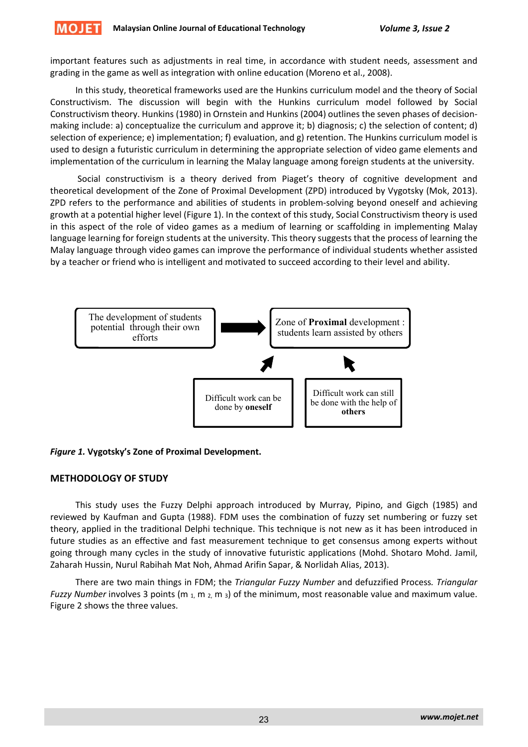important features such as adjustments in real time, in accordance with student needs, assessment and grading in the game as well as integration with online education (Moreno et al., 2008).

In this study, theoretical frameworks used are the Hunkins curriculum model and the theory of Social Constructivism. The discussion will begin with the Hunkins curriculum model followed by Social Constructivism theory. Hunkins (1980) in Ornstein and Hunkins (2004) outlines the seven phases of decision-making include: a) conceptualize the curriculum and approve it; b) diagnosis; c) the selection of content; d) selection of experience; e) implementation; f) evaluation, and g) retention. The Hunkins curriculum model is used to design a futuristic curriculum in determining the appropriate selection of video game elements and implementation of the curriculum in learning the Malay language among foreign students at the university.

Social constructivism is a theory derived from Piaget's theory of cognitive development and theoretical development of the Zone of Proximal Development (ZPD) introduced by Vygotsky (Mok, 2013). ZPD refers to the performance and abilities of students in problem-solving beyond oneself and achieving growth at a potential higher level (Figure 1). In the context of this study, Social Constructivism theory is used in this aspect of the role of video games as a medium of learning or scaffolding in implementing Malay language learning for foreign students at the university. This theory suggests that the process of learning the Malay language through video games can improve the performance of individual students whether assisted by a teacher or friend who is intelligent and motivated to succeed according to their level and ability.

The development of students potential through their own efforts → Zone of **Proximal** development : students learn assisted by others

Difficult work can be done by **oneself** → Zone of Proximal development

Difficult work can still be done with the help of **others** → Zone of Proximal development

***Figure 1.*** **Vygotsky's Zone of Proximal Development.**

## METHODOLOGY OF STUDY

This study uses the Fuzzy Delphi approach introduced by Murray, Pipino, and Gigch (1985) and reviewed by Kaufman and Gupta (1988). FDM uses the combination of fuzzy set numbering or fuzzy set theory, applied in the traditional Delphi technique. This technique is not new as it has been introduced in future studies as an effective and fast measurement technique to get consensus among experts without going through many cycles in the study of innovative futuristic applications (Mohd. Shotaro Mohd. Jamil, Zaharah Hussin, Nurul Rabihah Mat Noh, Ahmad Arifin Sapar, & Norlidah Alias, 2013).

There are two main things in FDM; the *Triangular Fuzzy Number* and defuzzified Process. *Triangular Fuzzy Number* involves 3 points ($m_1$, $m_2$, $m_3$) of the minimum, most reasonable value and maximum value. Figure 2 shows the three values.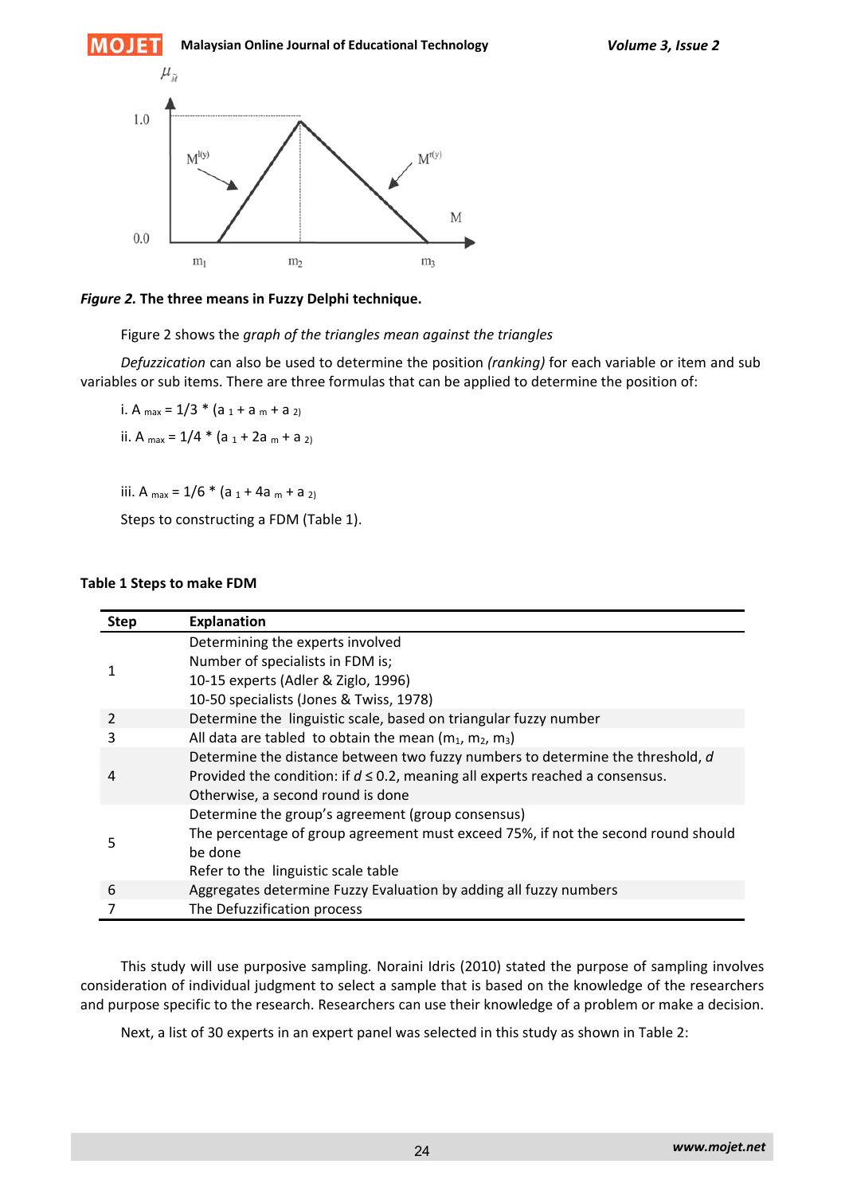*Figure 2.* **The three means in Fuzzy Delphi technique.**

Figure 2 shows the *graph of the triangles mean against the triangles*

*Defuzzication* can also be used to determine the position *(ranking)* for each variable or item and sub variables or sub items. There are three formulas that can be applied to determine the position of:

i. $A_{max} = 1/3 * (a_1 + a_m + a_2)$

ii. $A_{max} = 1/4 * (a_1 + 2a_m + a_2)$

iii. $A_{max} = 1/6 * (a_1 + 4a_m + a_2)$

Steps to constructing a FDM (Table 1).

**Table 1 Steps to make FDM**

| Step | Explanation |
|---|---|
| 1 | Determining the experts involved<br>Number of specialists in FDM is;<br>10-15 experts (Adler & Ziglo, 1996)<br>10-50 specialists (Jones & Twiss, 1978) |
| 2 | Determine the linguistic scale, based on triangular fuzzy number |
| 3 | All data are tabled to obtain the mean ($m_1$, $m_2$, $m_3$) |
| 4 | Determine the distance between two fuzzy numbers to determine the threshold, *d*<br>Provided the condition: if $d \leq 0.2$, meaning all experts reached a consensus.<br>Otherwise, a second round is done |
| 5 | Determine the group's agreement (group consensus)<br>The percentage of group agreement must exceed 75%, if not the second round should be done<br>Refer to the linguistic scale table |
| 6 | Aggregates determine Fuzzy Evaluation by adding all fuzzy numbers |
| 7 | The Defuzzification process |

This study will use purposive sampling. Noraini Idris (2010) stated the purpose of sampling involves consideration of individual judgment to select a sample that is based on the knowledge of the researchers and purpose specific to the research. Researchers can use their knowledge of a problem or make a decision.

Next, a list of 30 experts in an expert panel was selected in this study as shown in Table 2: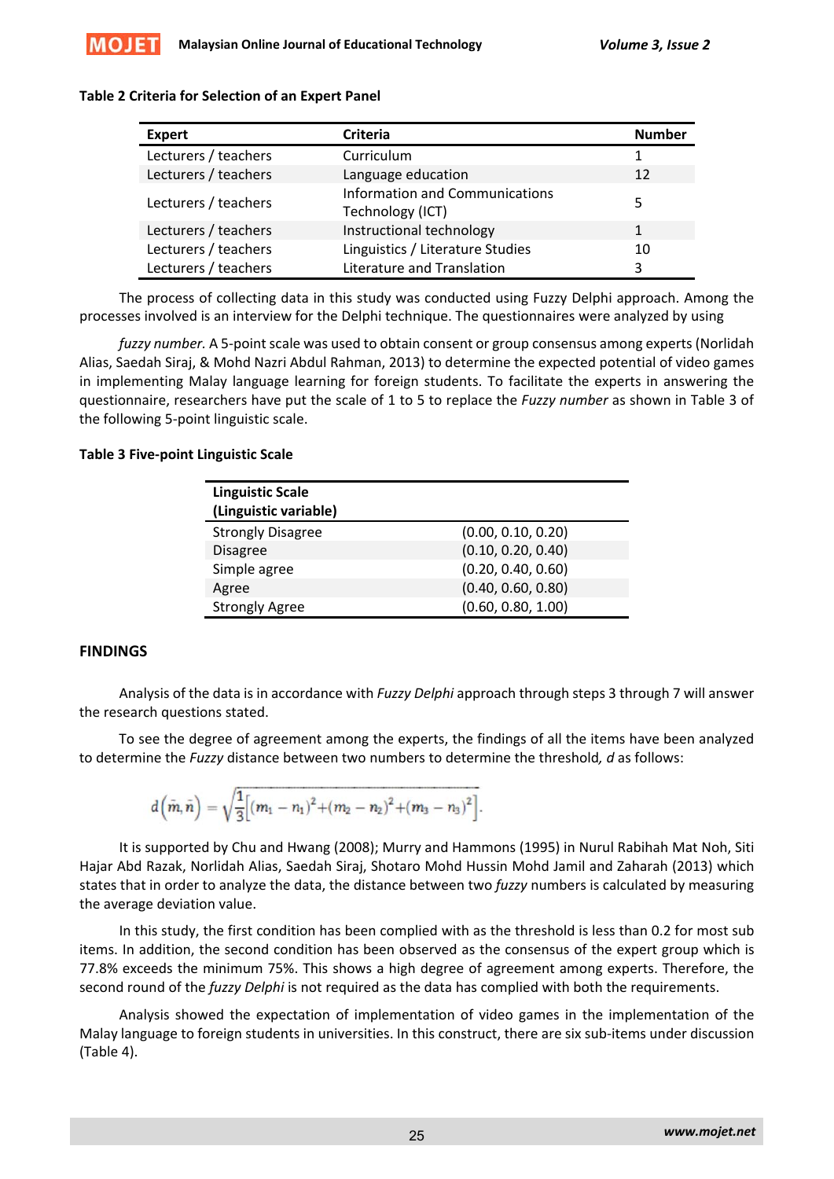**Table 2 Criteria for Selection of an Expert Panel**

| Expert | Criteria | Number |
|---|---|---|
| Lecturers / teachers | Curriculum | 1 |
| Lecturers / teachers | Language education | 12 |
| Lecturers / teachers | Information and Communications Technology (ICT) | 5 |
| Lecturers / teachers | Instructional technology | 1 |
| Lecturers / teachers | Linguistics / Literature Studies | 10 |
| Lecturers / teachers | Literature and Translation | 3 |

The process of collecting data in this study was conducted using Fuzzy Delphi approach. Among the processes involved is an interview for the Delphi technique. The questionnaires were analyzed by using

*fuzzy number.* A 5-point scale was used to obtain consent or group consensus among experts (Norlidah Alias, Saedah Siraj, & Mohd Nazri Abdul Rahman, 2013) to determine the expected potential of video games in implementing Malay language learning for foreign students. To facilitate the experts in answering the questionnaire, researchers have put the scale of 1 to 5 to replace the *Fuzzy number* as shown in Table 3 of the following 5-point linguistic scale.

**Table 3 Five-point Linguistic Scale**

| Linguistic Scale (Linguistic variable) | |
|---|---|
| Strongly Disagree | (0.00, 0.10, 0.20) |
| Disagree | (0.10, 0.20, 0.40) |
| Simple agree | (0.20, 0.40, 0.60) |
| Agree | (0.40, 0.60, 0.80) |
| Strongly Agree | (0.60, 0.80, 1.00) |

## FINDINGS

Analysis of the data is in accordance with *Fuzzy Delphi* approach through steps 3 through 7 will answer the research questions stated.

To see the degree of agreement among the experts, the findings of all the items have been analyzed to determine the *Fuzzy* distance between two numbers to determine the threshold*, d* as follows:

$$d\left(\tilde{m}, \tilde{n}\right) = \sqrt{\frac{1}{3}\left[(m_1 - n_1)^2 + (m_2 - n_2)^2 + (m_3 - n_3)^2\right]}.$$

It is supported by Chu and Hwang (2008); Murry and Hammons (1995) in Nurul Rabihah Mat Noh, Siti Hajar Abd Razak, Norlidah Alias, Saedah Siraj, Shotaro Mohd Hussin Mohd Jamil and Zaharah (2013) which states that in order to analyze the data, the distance between two *fuzzy* numbers is calculated by measuring the average deviation value.

In this study, the first condition has been complied with as the threshold is less than 0.2 for most sub items. In addition, the second condition has been observed as the consensus of the expert group which is 77.8% exceeds the minimum 75%. This shows a high degree of agreement among experts. Therefore, the second round of the *fuzzy Delphi* is not required as the data has complied with both the requirements.

Analysis showed the expectation of implementation of video games in the implementation of the Malay language to foreign students in universities. In this construct, there are six sub-items under discussion (Table 4).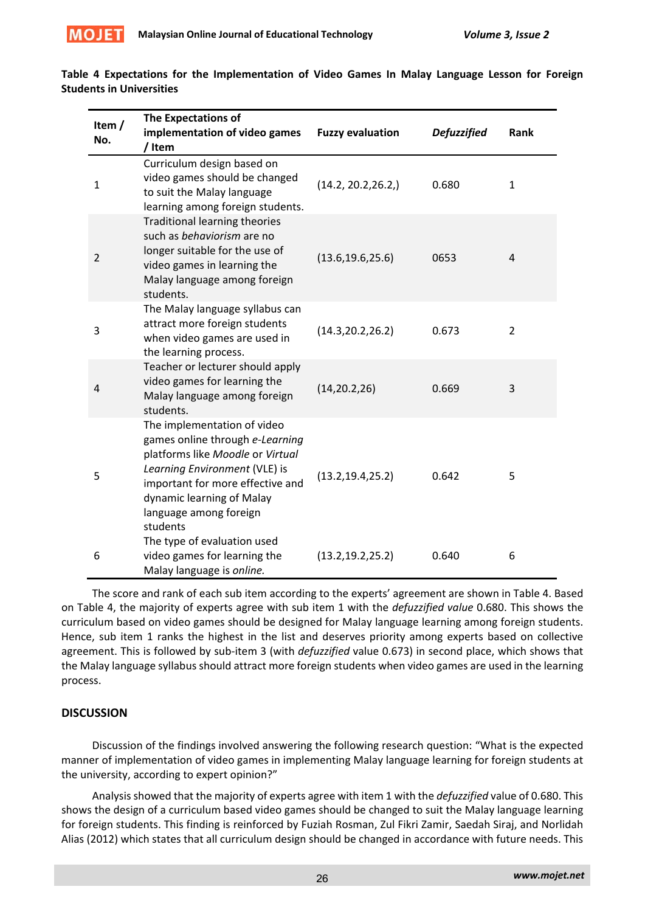**Table 4 Expectations for the Implementation of Video Games In Malay Language Lesson for Foreign Students in Universities**

| Item / No. | The Expectations of implementation of video games / Item | Fuzzy evaluation | *Defuzzified* | Rank |
|---|---|---|---|---|
| 1 | Curriculum design based on video games should be changed to suit the Malay language learning among foreign students. | (14.2, 20.2,26.2,) | 0.680 | 1 |
| 2 | Traditional learning theories such as *behaviorism* are no longer suitable for the use of video games in learning the Malay language among foreign students. | (13.6,19.6,25.6) | 0653 | 4 |
| 3 | The Malay language syllabus can attract more foreign students when video games are used in the learning process. | (14.3,20.2,26.2) | 0.673 | 2 |
| 4 | Teacher or lecturer should apply video games for learning the Malay language among foreign students. | (14,20.2,26) | 0.669 | 3 |
| 5 | The implementation of video games online through *e-Learning* platforms like *Moodle* or *Virtual Learning Environment* (VLE) is important for more effective and dynamic learning of Malay language among foreign students | (13.2,19.4,25.2) | 0.642 | 5 |
| 6 | The type of evaluation used video games for learning the Malay language is *online.* | (13.2,19.2,25.2) | 0.640 | 6 |

The score and rank of each sub item according to the experts' agreement are shown in Table 4. Based on Table 4, the majority of experts agree with sub item 1 with the *defuzzified value* 0.680. This shows the curriculum based on video games should be designed for Malay language learning among foreign students. Hence, sub item 1 ranks the highest in the list and deserves priority among experts based on collective agreement. This is followed by sub-item 3 (with *defuzzified* value 0.673) in second place, which shows that the Malay language syllabus should attract more foreign students when video games are used in the learning process.

## DISCUSSION

Discussion of the findings involved answering the following research question: "What is the expected manner of implementation of video games in implementing Malay language learning for foreign students at the university, according to expert opinion?"

Analysis showed that the majority of experts agree with item 1 with the *defuzzified* value of 0.680. This shows the design of a curriculum based video games should be changed to suit the Malay language learning for foreign students. This finding is reinforced by Fuziah Rosman, Zul Fikri Zamir, Saedah Siraj, and Norlidah Alias (2012) which states that all curriculum design should be changed in accordance with future needs. This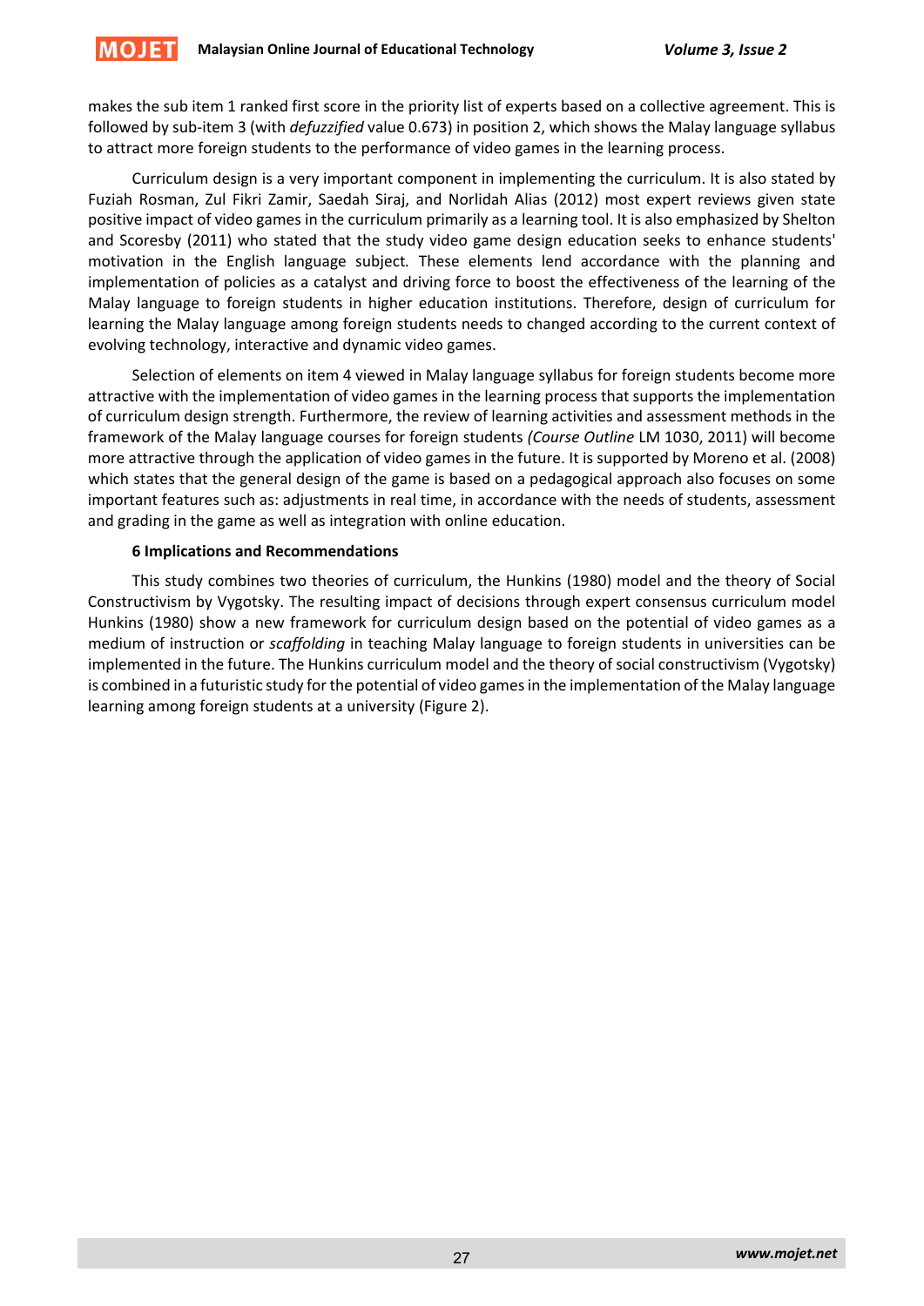makes the sub item 1 ranked first score in the priority list of experts based on a collective agreement. This is followed by sub-item 3 (with *defuzzified* value 0.673) in position 2, which shows the Malay language syllabus to attract more foreign students to the performance of video games in the learning process.

Curriculum design is a very important component in implementing the curriculum. It is also stated by Fuziah Rosman, Zul Fikri Zamir, Saedah Siraj, and Norlidah Alias (2012) most expert reviews given state positive impact of video games in the curriculum primarily as a learning tool. It is also emphasized by Shelton and Scoresby (2011) who stated that the study video game design education seeks to enhance students' motivation in the English language subject*.* These elements lend accordance with the planning and implementation of policies as a catalyst and driving force to boost the effectiveness of the learning of the Malay language to foreign students in higher education institutions. Therefore, design of curriculum for learning the Malay language among foreign students needs to changed according to the current context of evolving technology, interactive and dynamic video games.

Selection of elements on item 4 viewed in Malay language syllabus for foreign students become more attractive with the implementation of video games in the learning process that supports the implementation of curriculum design strength. Furthermore, the review of learning activities and assessment methods in the framework of the Malay language courses for foreign students *(Course Outline* LM 1030, 2011) will become more attractive through the application of video games in the future. It is supported by Moreno et al. (2008) which states that the general design of the game is based on a pedagogical approach also focuses on some important features such as: adjustments in real time, in accordance with the needs of students, assessment and grading in the game as well as integration with online education.

## 6 Implications and Recommendations

This study combines two theories of curriculum, the Hunkins (1980) model and the theory of Social Constructivism by Vygotsky. The resulting impact of decisions through expert consensus curriculum model Hunkins (1980) show a new framework for curriculum design based on the potential of video games as a medium of instruction or *scaffolding* in teaching Malay language to foreign students in universities can be implemented in the future. The Hunkins curriculum model and the theory of social constructivism (Vygotsky) is combined in a futuristic study for the potential of video games in the implementation of the Malay language learning among foreign students at a university (Figure 2).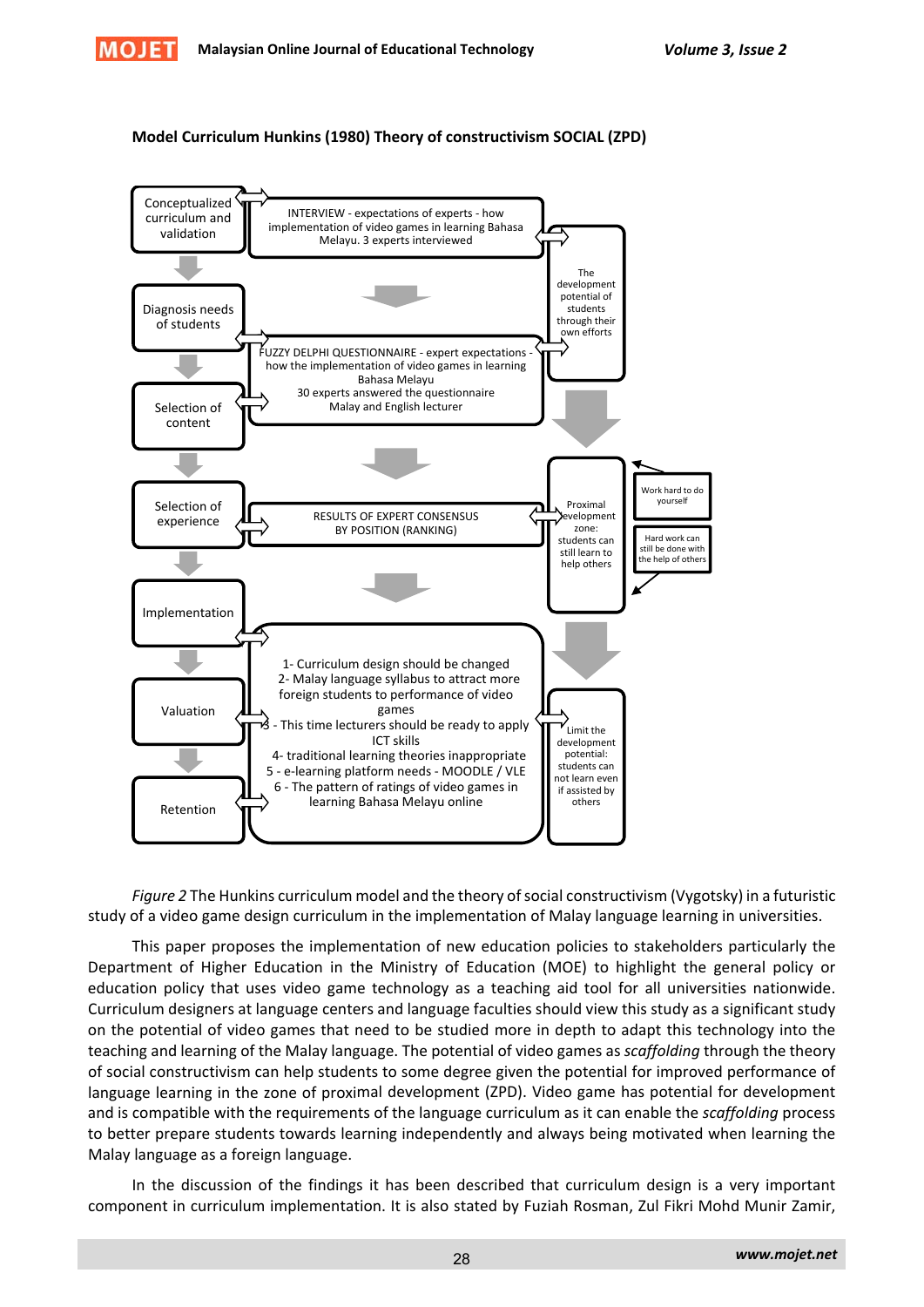**Model Curriculum Hunkins (1980) Theory of constructivism SOCIAL (ZPD)**

Conceptualized curriculum and validation

INTERVIEW - expectations of experts - how implementation of video games in learning Bahasa Melayu. 3 experts interviewed

The development potential of students through their own efforts

Diagnosis needs of students

FUZZY DELPHI QUESTIONNAIRE - expert expectations - how the implementation of video games in learning Bahasa Melayu
30 experts answered the questionnaire
Malay and English lecturer

Selection of content

Selection of experience

RESULTS OF EXPERT CONSENSUS BY POSITION (RANKING)

Proximal development zone: students can still learn to help others

Work hard to do yourself

Hard work can still be done with the help of others

Implementation

Valuation

Retention

1- Curriculum design should be changed
2- Malay language syllabus to attract more foreign students to performance of video games
3 - This time lecturers should be ready to apply ICT skills
4- traditional learning theories inappropriate
5 - e-learning platform needs - MOODLE / VLE
6 - The pattern of ratings of video games in learning Bahasa Melayu online

Limit the development potential: students can not learn even if assisted by others

*Figure 2* The Hunkins curriculum model and the theory of social constructivism (Vygotsky) in a futuristic study of a video game design curriculum in the implementation of Malay language learning in universities.

This paper proposes the implementation of new education policies to stakeholders particularly the Department of Higher Education in the Ministry of Education (MOE) to highlight the general policy or education policy that uses video game technology as a teaching aid tool for all universities nationwide. Curriculum designers at language centers and language faculties should view this study as a significant study on the potential of video games that need to be studied more in depth to adapt this technology into the teaching and learning of the Malay language. The potential of video games as *scaffolding* through the theory of social constructivism can help students to some degree given the potential for improved performance of language learning in the zone of proximal development (ZPD). Video game has potential for development and is compatible with the requirements of the language curriculum as it can enable the *scaffolding* process to better prepare students towards learning independently and always being motivated when learning the Malay language as a foreign language.

In the discussion of the findings it has been described that curriculum design is a very important component in curriculum implementation. It is also stated by Fuziah Rosman, Zul Fikri Mohd Munir Zamir,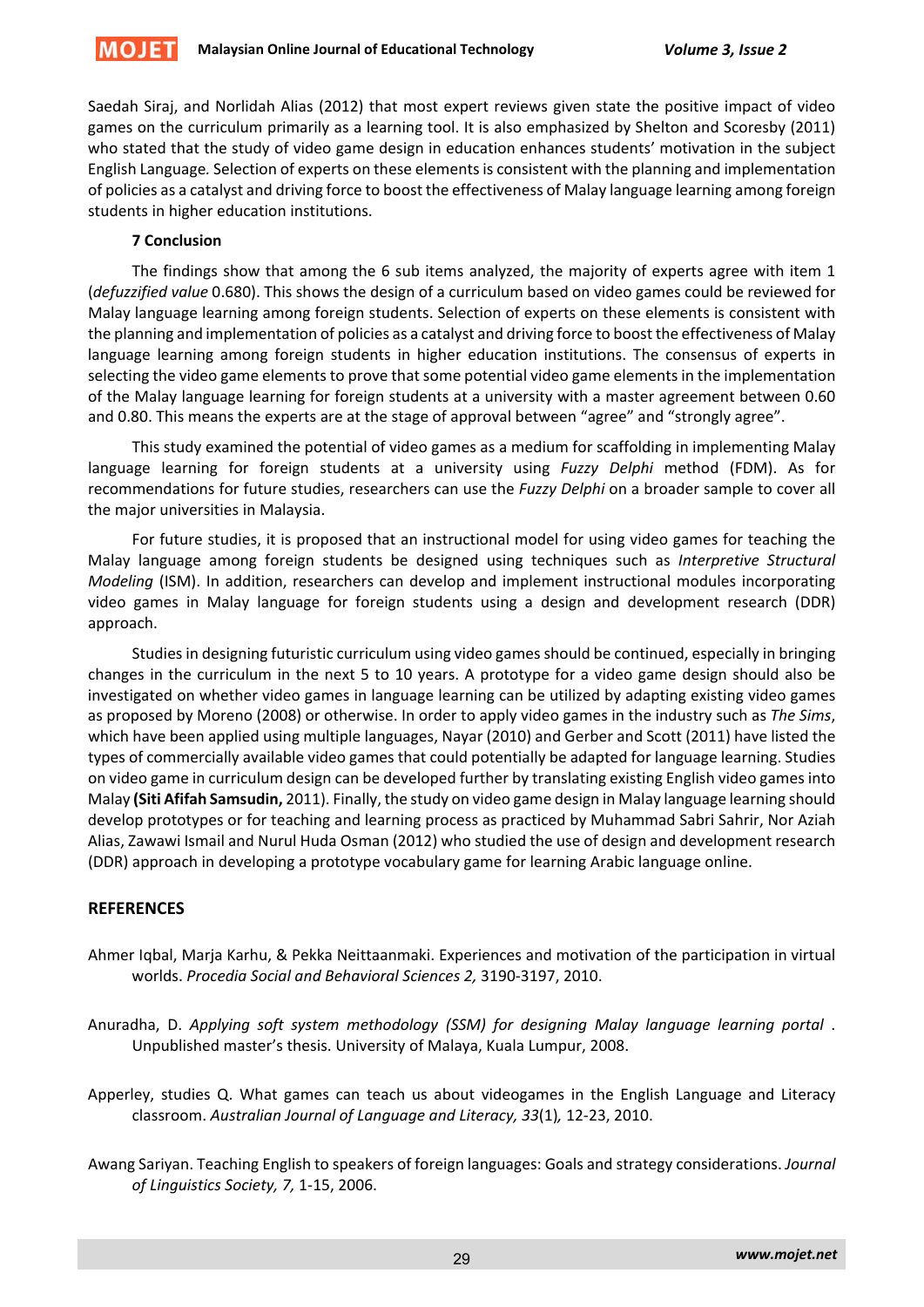Saedah Siraj, and Norlidah Alias (2012) that most expert reviews given state the positive impact of video games on the curriculum primarily as a learning tool. It is also emphasized by Shelton and Scoresby (2011) who stated that the study of video game design in education enhances students' motivation in the subject English Language*.* Selection of experts on these elements is consistent with the planning and implementation of policies as a catalyst and driving force to boost the effectiveness of Malay language learning among foreign students in higher education institutions.

### 7 Conclusion

The findings show that among the 6 sub items analyzed, the majority of experts agree with item 1 (*defuzzified value* 0.680). This shows the design of a curriculum based on video games could be reviewed for Malay language learning among foreign students. Selection of experts on these elements is consistent with the planning and implementation of policies as a catalyst and driving force to boost the effectiveness of Malay language learning among foreign students in higher education institutions. The consensus of experts in selecting the video game elements to prove that some potential video game elements in the implementation of the Malay language learning for foreign students at a university with a master agreement between 0.60 and 0.80. This means the experts are at the stage of approval between "agree" and "strongly agree".

This study examined the potential of video games as a medium for scaffolding in implementing Malay language learning for foreign students at a university using *Fuzzy Delphi* method (FDM). As for recommendations for future studies, researchers can use the *Fuzzy Delphi* on a broader sample to cover all the major universities in Malaysia.

For future studies, it is proposed that an instructional model for using video games for teaching the Malay language among foreign students be designed using techniques such as *Interpretive Structural Modeling* (ISM). In addition, researchers can develop and implement instructional modules incorporating video games in Malay language for foreign students using a design and development research (DDR) approach.

Studies in designing futuristic curriculum using video games should be continued, especially in bringing changes in the curriculum in the next 5 to 10 years. A prototype for a video game design should also be investigated on whether video games in language learning can be utilized by adapting existing video games as proposed by Moreno (2008) or otherwise. In order to apply video games in the industry such as *The Sims*, which have been applied using multiple languages, Nayar (2010) and Gerber and Scott (2011) have listed the types of commercially available video games that could potentially be adapted for language learning. Studies on video game in curriculum design can be developed further by translating existing English video games into Malay **(Siti Afifah Samsudin,** 2011). Finally, the study on video game design in Malay language learning should develop prototypes or for teaching and learning process as practiced by Muhammad Sabri Sahrir, Nor Aziah Alias, Zawawi Ismail and Nurul Huda Osman (2012) who studied the use of design and development research (DDR) approach in developing a prototype vocabulary game for learning Arabic language online.

## REFERENCES

Ahmer Iqbal, Marja Karhu, & Pekka Neittaanmaki. Experiences and motivation of the participation in virtual worlds. *Procedia Social and Behavioral Sciences 2,* 3190-3197, 2010.

Anuradha, D. *Applying soft system methodology (SSM) for designing Malay language learning portal* . Unpublished master's thesis. University of Malaya, Kuala Lumpur, 2008.

Apperley, studies Q. What games can teach us about videogames in the English Language and Literacy classroom. *Australian Journal of Language and Literacy, 33*(1)*,* 12-23, 2010.

Awang Sariyan. Teaching English to speakers of foreign languages: Goals and strategy considerations. *Journal of Linguistics Society, 7,* 1-15, 2006.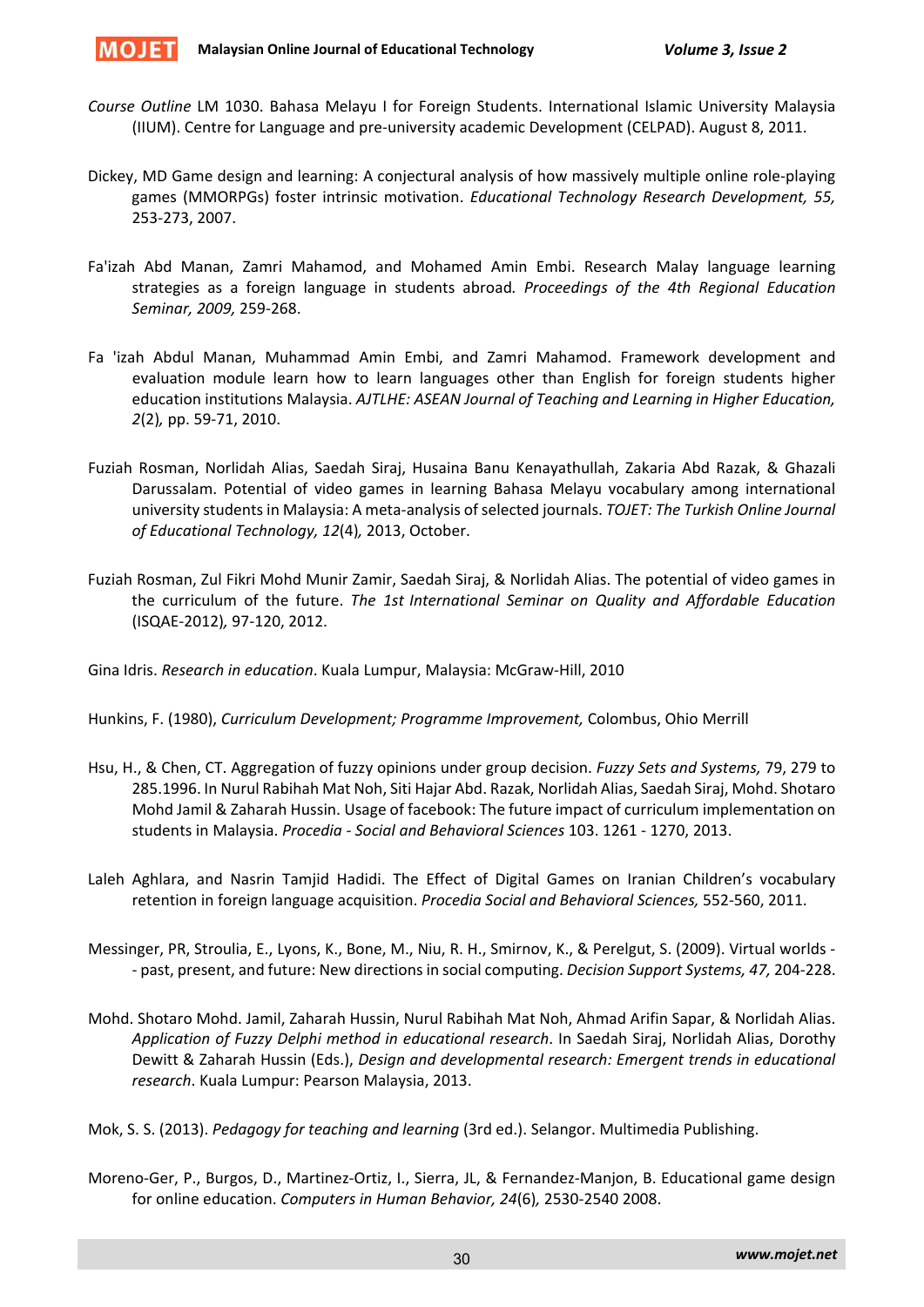*Course Outline* LM 1030. Bahasa Melayu I for Foreign Students. International Islamic University Malaysia (IIUM). Centre for Language and pre-university academic Development (CELPAD). August 8, 2011.

Dickey, MD Game design and learning: A conjectural analysis of how massively multiple online role-playing games (MMORPGs) foster intrinsic motivation. *Educational Technology Research Development, 55,* 253-273, 2007.

Fa'izah Abd Manan, Zamri Mahamod, and Mohamed Amin Embi. Research Malay language learning strategies as a foreign language in students abroad*. Proceedings of the 4th Regional Education Seminar, 2009,* 259-268.

Fa 'izah Abdul Manan, Muhammad Amin Embi, and Zamri Mahamod. Framework development and evaluation module learn how to learn languages other than English for foreign students higher education institutions Malaysia. *AJTLHE: ASEAN Journal of Teaching and Learning in Higher Education, 2*(2)*,* pp. 59-71, 2010.

Fuziah Rosman, Norlidah Alias, Saedah Siraj, Husaina Banu Kenayathullah, Zakaria Abd Razak, & Ghazali Darussalam. Potential of video games in learning Bahasa Melayu vocabulary among international university students in Malaysia: A meta-analysis of selected journals. *TOJET: The Turkish Online Journal of Educational Technology, 12*(4)*,* 2013, October.

Fuziah Rosman, Zul Fikri Mohd Munir Zamir, Saedah Siraj, & Norlidah Alias. The potential of video games in the curriculum of the future. *The 1st International Seminar on Quality and Affordable Education* (ISQAE-2012)*,* 97-120, 2012.

Gina Idris. *Research in education*. Kuala Lumpur, Malaysia: McGraw-Hill, 2010

Hunkins, F. (1980), *Curriculum Development; Programme Improvement,* Colombus, Ohio Merrill

Hsu, H., & Chen, CT. Aggregation of fuzzy opinions under group decision. *Fuzzy Sets and Systems,* 79, 279 to 285.1996. In Nurul Rabihah Mat Noh, Siti Hajar Abd. Razak, Norlidah Alias, Saedah Siraj, Mohd. Shotaro Mohd Jamil & Zaharah Hussin. Usage of facebook: The future impact of curriculum implementation on students in Malaysia. *Procedia - Social and Behavioral Sciences* 103. 1261 - 1270, 2013.

Laleh Aghlara, and Nasrin Tamjid Hadidi. The Effect of Digital Games on Iranian Children's vocabulary retention in foreign language acquisition. *Procedia Social and Behavioral Sciences,* 552-560, 2011.

Messinger, PR, Stroulia, E., Lyons, K., Bone, M., Niu, R. H., Smirnov, K., & Perelgut, S. (2009). Virtual worlds -- past, present, and future: New directions in social computing. *Decision Support Systems, 47,* 204-228.

Mohd. Shotaro Mohd. Jamil, Zaharah Hussin, Nurul Rabihah Mat Noh, Ahmad Arifin Sapar, & Norlidah Alias. *Application of Fuzzy Delphi method in educational research*. In Saedah Siraj, Norlidah Alias, Dorothy Dewitt & Zaharah Hussin (Eds.), *Design and developmental research: Emergent trends in educational research*. Kuala Lumpur: Pearson Malaysia, 2013.

Mok, S. S. (2013). *Pedagogy for teaching and learning* (3rd ed.). Selangor. Multimedia Publishing.

Moreno-Ger, P., Burgos, D., Martinez-Ortiz, I., Sierra, JL, & Fernandez-Manjon, B. Educational game design for online education. *Computers in Human Behavior, 24*(6)*,* 2530-2540 2008.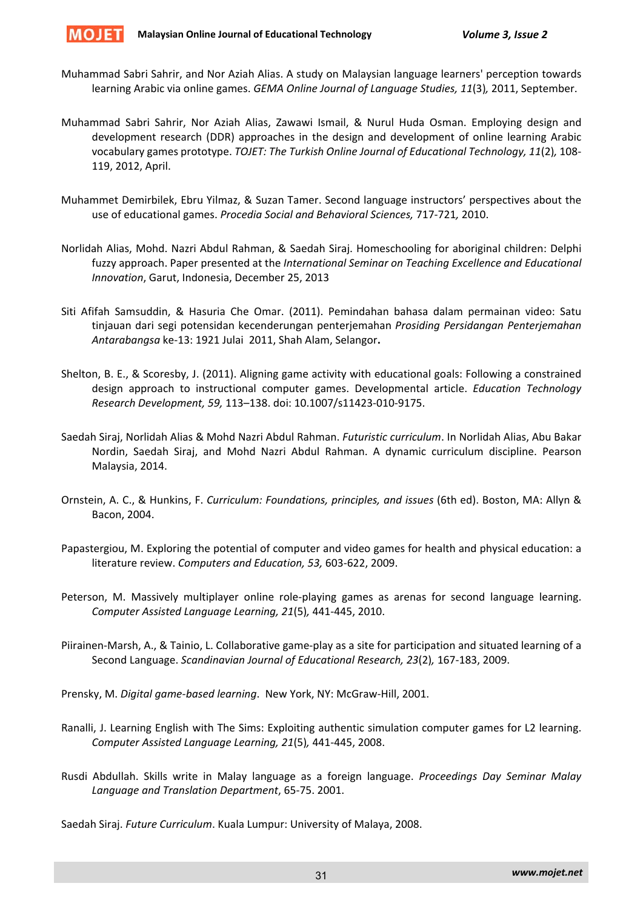Muhammad Sabri Sahrir, and Nor Aziah Alias. A study on Malaysian language learners' perception towards learning Arabic via online games. *GEMA Online Journal of Language Studies, 11*(3)*,* 2011, September.

Muhammad Sabri Sahrir, Nor Aziah Alias, Zawawi Ismail, & Nurul Huda Osman. Employing design and development research (DDR) approaches in the design and development of online learning Arabic vocabulary games prototype. *TOJET: The Turkish Online Journal of Educational Technology, 11*(2)*,* 108-119, 2012, April.

Muhammet Demirbilek, Ebru Yilmaz, & Suzan Tamer. Second language instructors' perspectives about the use of educational games. *Procedia Social and Behavioral Sciences,* 717-721*,* 2010.

Norlidah Alias, Mohd. Nazri Abdul Rahman, & Saedah Siraj. Homeschooling for aboriginal children: Delphi fuzzy approach. Paper presented at the *International Seminar on Teaching Excellence and Educational Innovation*, Garut, Indonesia, December 25, 2013

Siti Afifah Samsuddin, & Hasuria Che Omar. (2011). Pemindahan bahasa dalam permainan video: Satu tinjauan dari segi potensidan kecenderungan penterjemahan *Prosiding Persidangan Penterjemahan Antarabangsa* ke-13: 1921 Julai 2011, Shah Alam, Selangor**.**

Shelton, B. E., & Scoresby, J. (2011). Aligning game activity with educational goals: Following a constrained design approach to instructional computer games. Developmental article. *Education Technology Research Development, 59,* 113–138. doi: 10.1007/s11423-010-9175.

Saedah Siraj, Norlidah Alias & Mohd Nazri Abdul Rahman. *Futuristic curriculum*. In Norlidah Alias, Abu Bakar Nordin, Saedah Siraj, and Mohd Nazri Abdul Rahman. A dynamic curriculum discipline. Pearson Malaysia, 2014.

Ornstein, A. C., & Hunkins, F. *Curriculum: Foundations, principles, and issues* (6th ed). Boston, MA: Allyn & Bacon, 2004.

Papastergiou, M. Exploring the potential of computer and video games for health and physical education: a literature review. *Computers and Education, 53,* 603-622, 2009.

Peterson, M. Massively multiplayer online role-playing games as arenas for second language learning. *Computer Assisted Language Learning, 21*(5)*,* 441-445, 2010.

Piirainen-Marsh, A., & Tainio, L. Collaborative game-play as a site for participation and situated learning of a Second Language. *Scandinavian Journal of Educational Research, 23*(2)*,* 167-183, 2009.

Prensky, M. *Digital game-based learning*. New York, NY: McGraw-Hill, 2001.

Ranalli, J. Learning English with The Sims: Exploiting authentic simulation computer games for L2 learning. *Computer Assisted Language Learning, 21*(5)*,* 441-445, 2008.

Rusdi Abdullah. Skills write in Malay language as a foreign language. *Proceedings Day Seminar Malay Language and Translation Department*, 65-75. 2001.

Saedah Siraj. *Future Curriculum*. Kuala Lumpur: University of Malaya, 2008.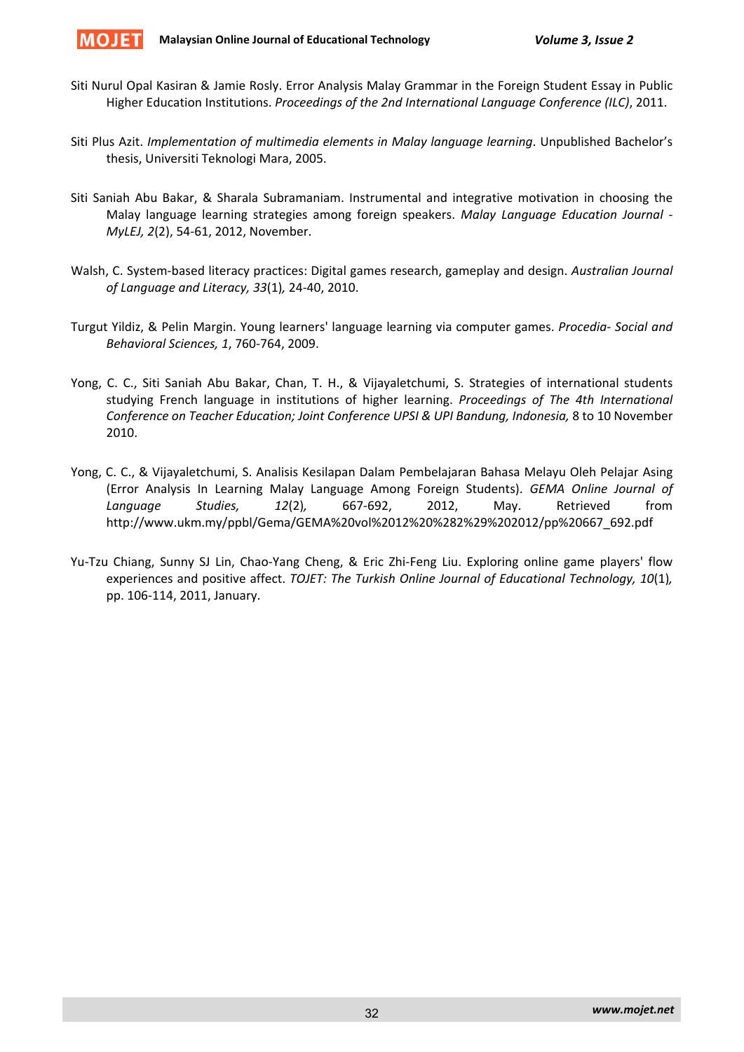Siti Nurul Opal Kasiran & Jamie Rosly. Error Analysis Malay Grammar in the Foreign Student Essay in Public Higher Education Institutions. *Proceedings of the 2nd International Language Conference (ILC)*, 2011.

Siti Plus Azit. *Implementation of multimedia elements in Malay language learning*. Unpublished Bachelor's thesis, Universiti Teknologi Mara, 2005.

Siti Saniah Abu Bakar, & Sharala Subramaniam. Instrumental and integrative motivation in choosing the Malay language learning strategies among foreign speakers. *Malay Language Education Journal - MyLEJ, 2*(2), 54-61, 2012, November.

Walsh, C. System-based literacy practices: Digital games research, gameplay and design. *Australian Journal of Language and Literacy, 33*(1)*,* 24-40, 2010.

Turgut Yildiz, & Pelin Margin. Young learners' language learning via computer games. *Procedia- Social and Behavioral Sciences, 1*, 760-764, 2009.

Yong, C. C., Siti Saniah Abu Bakar, Chan, T. H., & Vijayaletchumi, S. Strategies of international students studying French language in institutions of higher learning. *Proceedings of The 4th International Conference on Teacher Education; Joint Conference UPSI & UPI Bandung, Indonesia,* 8 to 10 November 2010.

Yong, C. C., & Vijayaletchumi, S. Analisis Kesilapan Dalam Pembelajaran Bahasa Melayu Oleh Pelajar Asing (Error Analysis In Learning Malay Language Among Foreign Students). *GEMA Online Journal of Language Studies, 12*(2)*,* 667-692, 2012, May. Retrieved from http://www.ukm.my/ppbl/Gema/GEMA%20vol%2012%20%282%29%202012/pp%20667_692.pdf

Yu-Tzu Chiang, Sunny SJ Lin, Chao-Yang Cheng, & Eric Zhi-Feng Liu. Exploring online game players' flow experiences and positive affect. *TOJET: The Turkish Online Journal of Educational Technology, 10*(1)*,* pp. 106-114, 2011, January.